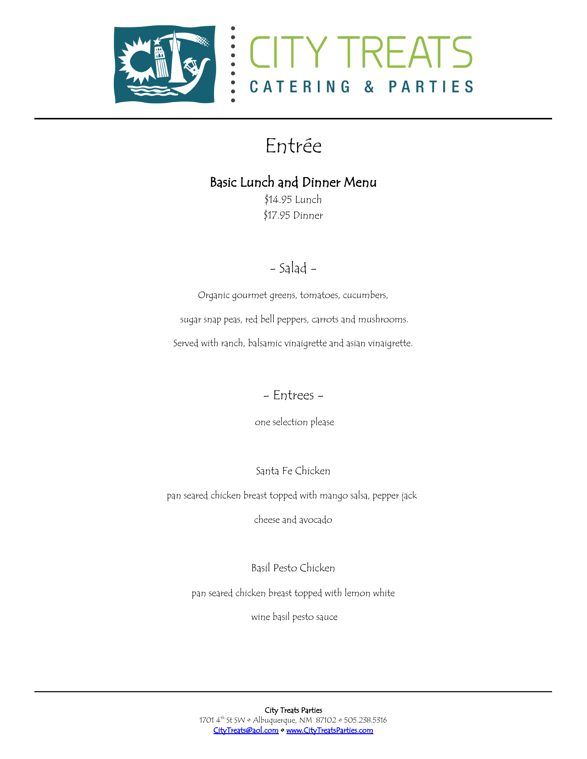# CITY TREATS

**CATERING & PARTIES**

---

## Entrée

### Basic Lunch and Dinner Menu

$14.95 Lunch
$17.95 Dinner

### - Salad -

Organic gourmet greens, tomatoes, cucumbers,
sugar snap peas, red bell peppers, carrots and mushrooms.
Served with ranch, balsamic vinaigrette and asian vinaigrette.

### - Entrees -

one selection please

**Santa Fe Chicken**

pan seared chicken breast topped with mango salsa, pepper jack cheese and avocado

**Basil Pesto Chicken**

pan seared chicken breast topped with lemon white wine basil pesto sauce

---

City Treats Parties
1701 4th St SW ◊ Albuquerque, NM 87102 ◊ 505.238.5316
CityTreats@aol.com ◊ www.CityTreatsParties.com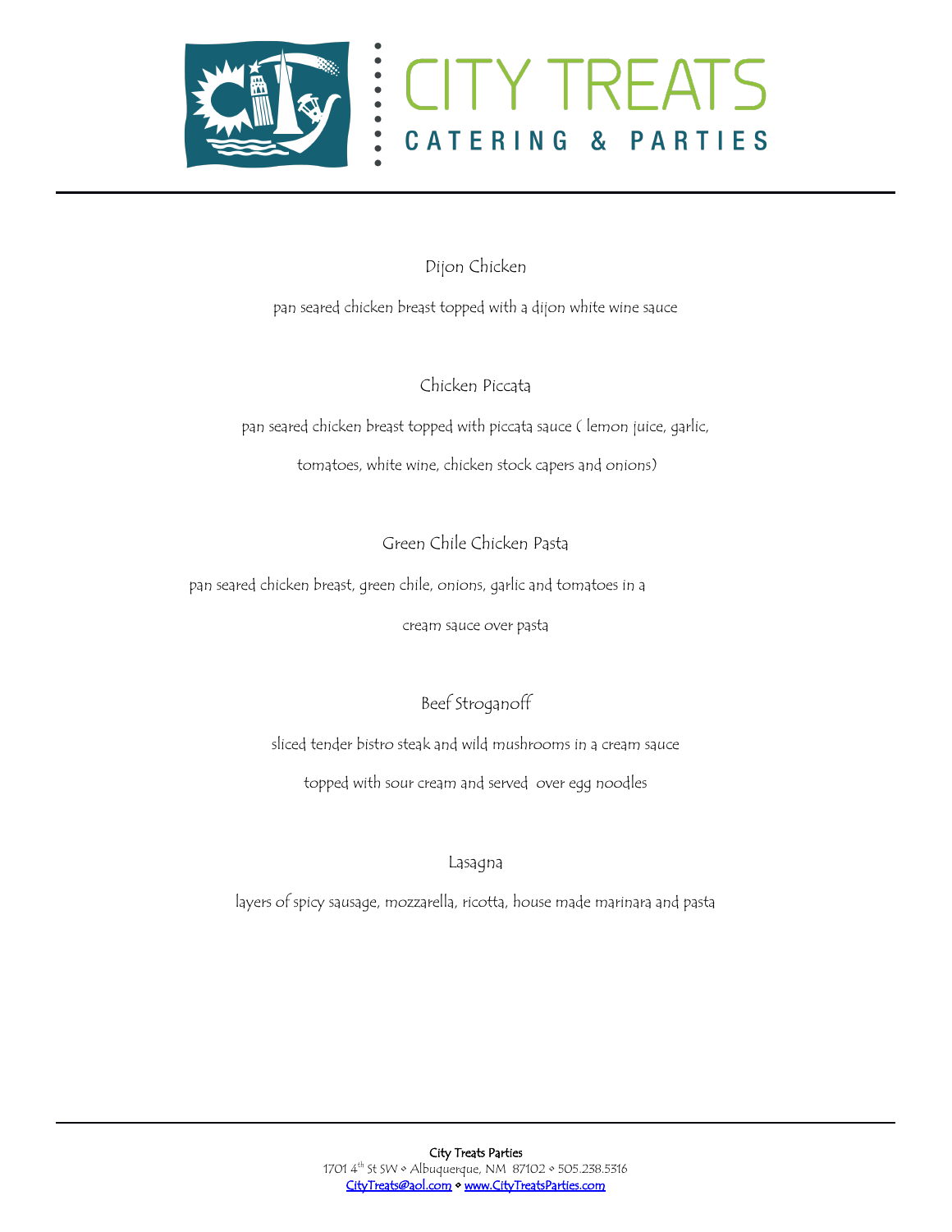## Dijon Chicken

pan seared chicken breast topped with a dijon white wine sauce

## Chicken Piccata

pan seared chicken breast topped with piccata sauce ( lemon juice, garlic,

tomatoes, white wine, chicken stock capers and onions)

## Green Chile Chicken Pasta

pan seared chicken breast, green chile, onions, garlic and tomatoes in a

cream sauce over pasta

## Beef Stroganoff

sliced tender bistro steak and wild mushrooms in a cream sauce

topped with sour cream and served over egg noodles

## Lasagna

layers of spicy sausage, mozzarella, ricotta, house made marinara and pasta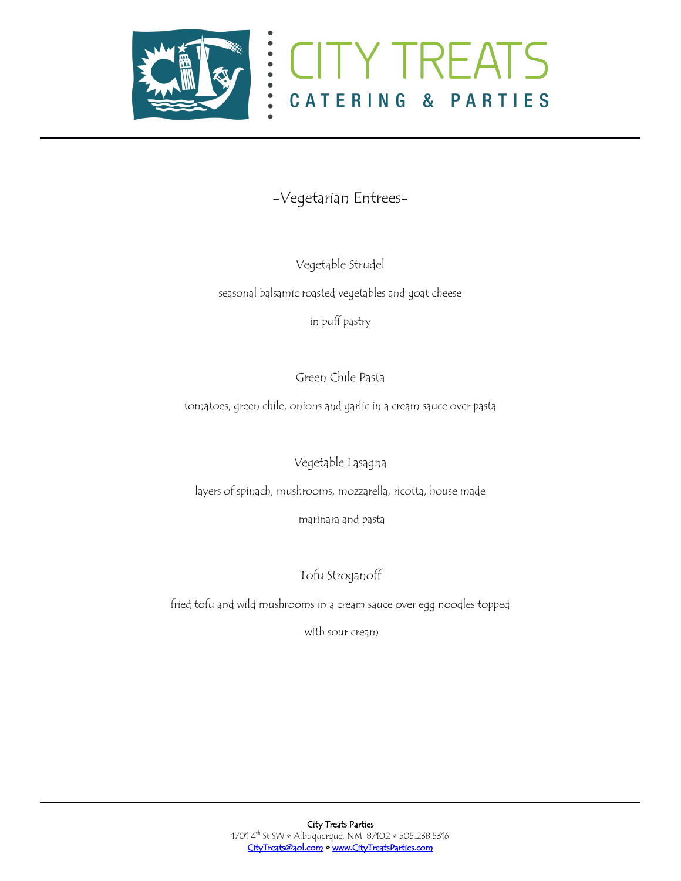# CITY TREATS

## CATERING & PARTIES

---

### -Vegetarian Entrees-

**Vegetable Strudel**

seasonal balsamic roasted vegetables and goat cheese

in puff pastry

**Green Chile Pasta**

tomatoes, green chile, onions and garlic in a cream sauce over pasta

**Vegetable Lasagna**

layers of spinach, mushrooms, mozzarella, ricotta, house made

marinara and pasta

**Tofu Stroganoff**

fried tofu and wild mushrooms in a cream sauce over egg noodles topped

with sour cream

---

City Treats Parties
1701 4th St SW ◦ Albuquerque, NM 87102 ◦ 505.238.5316
CityTreats@aol.com ◦ www.CityTreatsParties.com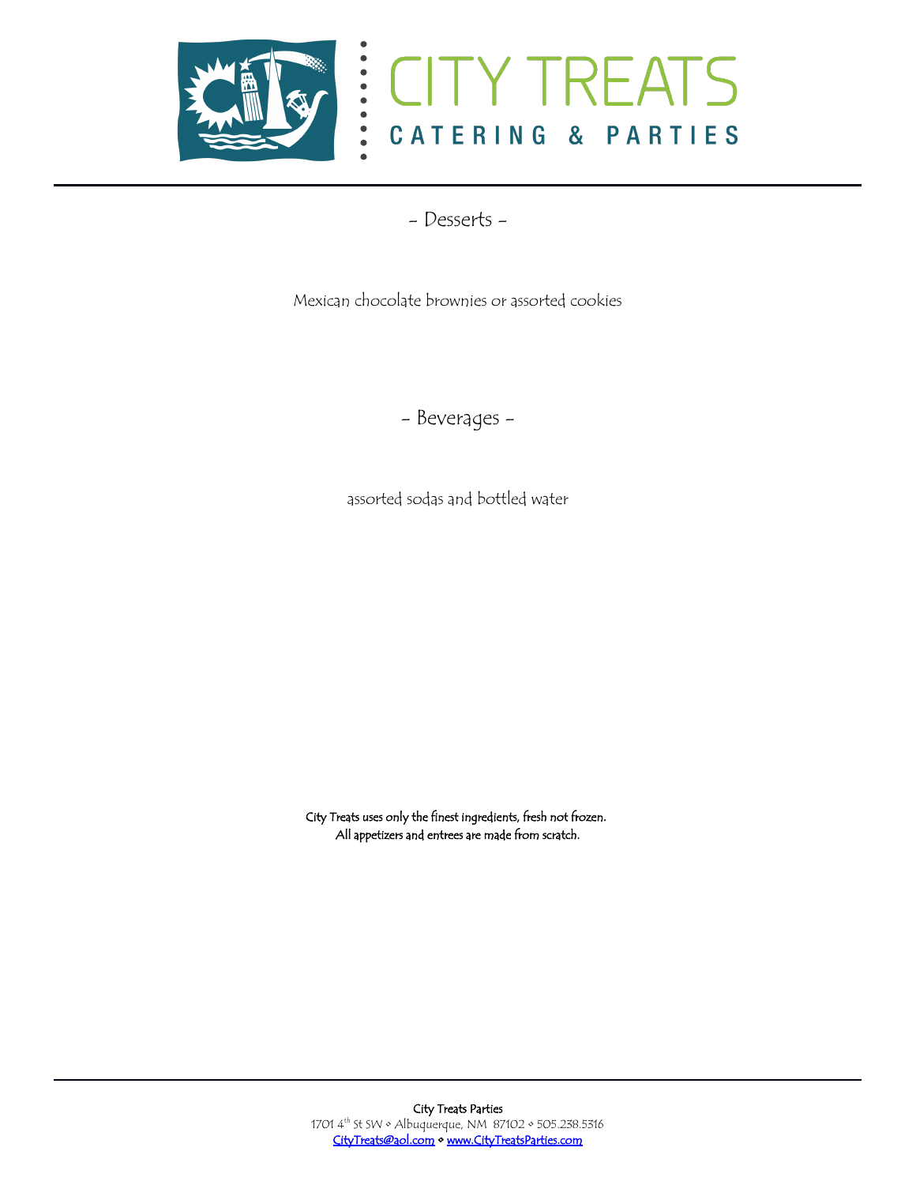## - Desserts -

Mexican chocolate brownies or assorted cookies

## - Beverages -

assorted sodas and bottled water

City Treats uses only the finest ingredients, fresh not frozen.
All appetizers and entrees are made from scratch.